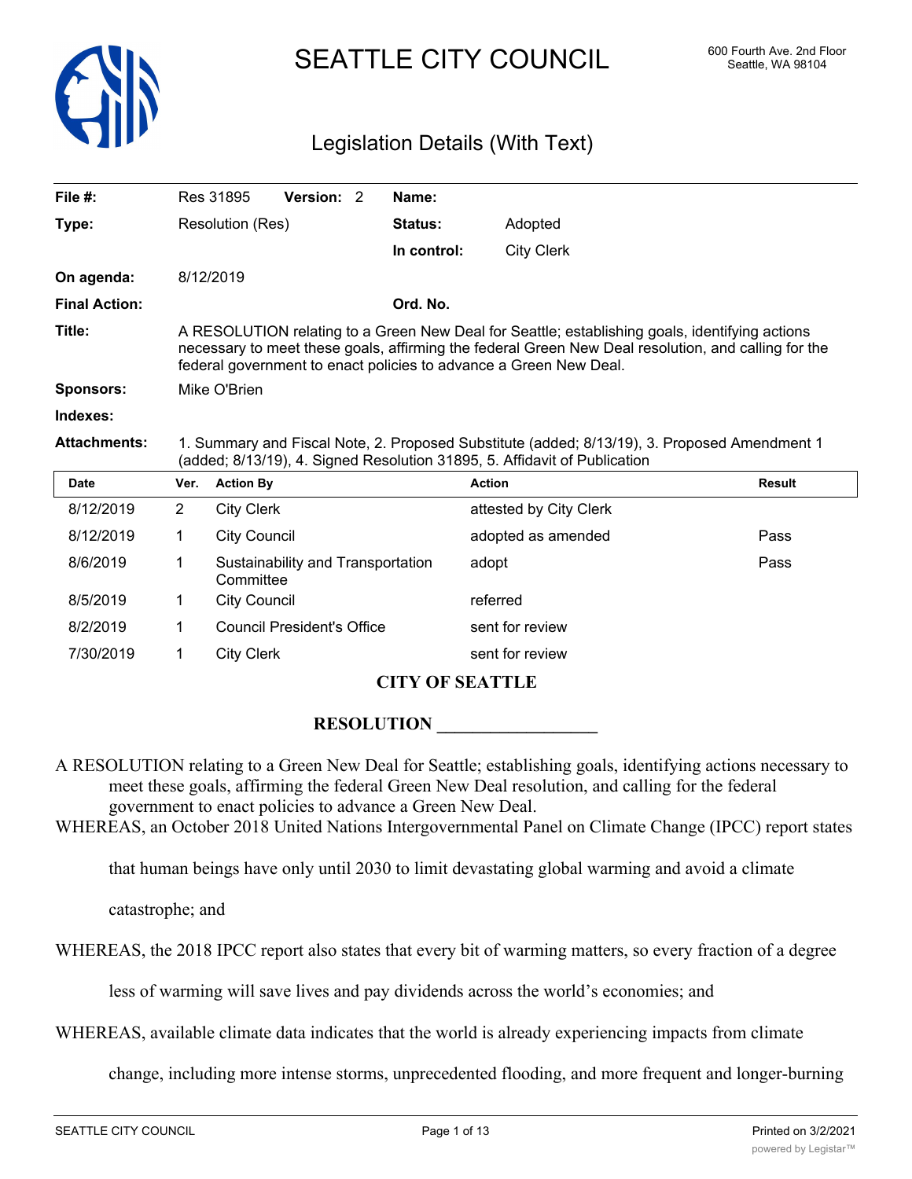# SEATTLE CITY COUNCIL

600 Fourth Ave. 2nd Floor
Seattle, WA 98104

## Legislation Details (With Text)

| | | | |
|---|---|---|---|
| **File #:** | Res 31895 **Version:** 2 | **Name:** | |
| **Type:** | Resolution (Res) | **Status:** | Adopted |
| | | **In control:** | City Clerk |
| **On agenda:** | 8/12/2019 | | |
| **Final Action:** | | **Ord. No.** | |
| **Title:** | A RESOLUTION relating to a Green New Deal for Seattle; establishing goals, identifying actions necessary to meet these goals, affirming the federal Green New Deal resolution, and calling for the federal government to enact policies to advance a Green New Deal. | | |
| **Sponsors:** | Mike O'Brien | | |
| **Indexes:** | | | |
| **Attachments:** | 1. Summary and Fiscal Note, 2. Proposed Substitute (added; 8/13/19), 3. Proposed Amendment 1 (added; 8/13/19), 4. Signed Resolution 31895, 5. Affidavit of Publication | | |

| Date | Ver. | Action By | Action | Result |
|---|---|---|---|---|
| 8/12/2019 | 2 | City Clerk | attested by City Clerk | |
| 8/12/2019 | 1 | City Council | adopted as amended | Pass |
| 8/6/2019 | 1 | Sustainability and Transportation Committee | adopt | Pass |
| 8/5/2019 | 1 | City Council | referred | |
| 8/2/2019 | 1 | Council President's Office | sent for review | |
| 7/30/2019 | 1 | City Clerk | sent for review | |

**CITY OF SEATTLE**

**RESOLUTION __________________**

A RESOLUTION relating to a Green New Deal for Seattle; establishing goals, identifying actions necessary to meet these goals, affirming the federal Green New Deal resolution, and calling for the federal government to enact policies to advance a Green New Deal.

WHEREAS, an October 2018 United Nations Intergovernmental Panel on Climate Change (IPCC) report states that human beings have only until 2030 to limit devastating global warming and avoid a climate catastrophe; and

WHEREAS, the 2018 IPCC report also states that every bit of warming matters, so every fraction of a degree less of warming will save lives and pay dividends across the world's economies; and

WHEREAS, available climate data indicates that the world is already experiencing impacts from climate change, including more intense storms, unprecedented flooding, and more frequent and longer-burning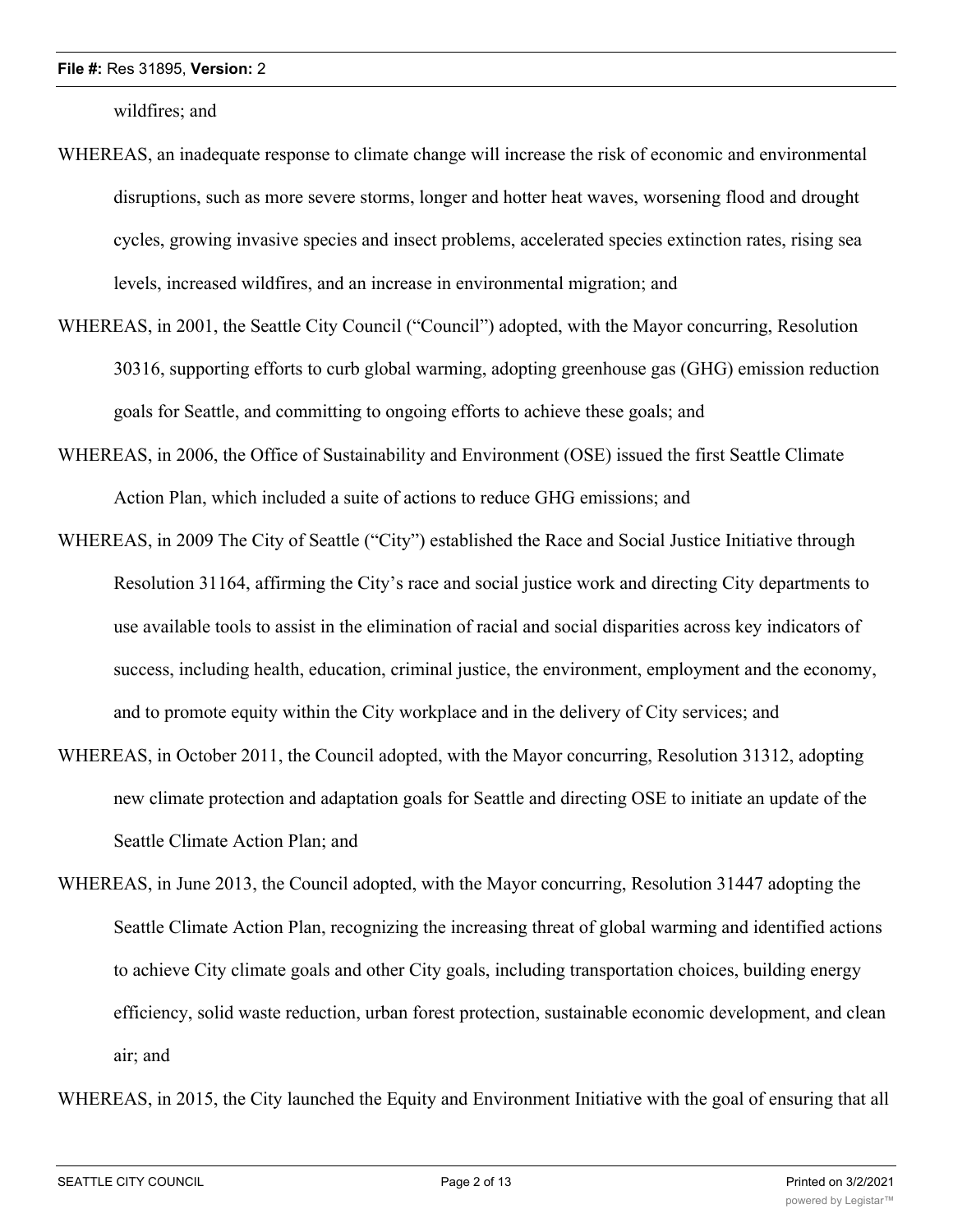wildfires; and

WHEREAS, an inadequate response to climate change will increase the risk of economic and environmental disruptions, such as more severe storms, longer and hotter heat waves, worsening flood and drought cycles, growing invasive species and insect problems, accelerated species extinction rates, rising sea levels, increased wildfires, and an increase in environmental migration; and

WHEREAS, in 2001, the Seattle City Council ("Council") adopted, with the Mayor concurring, Resolution 30316, supporting efforts to curb global warming, adopting greenhouse gas (GHG) emission reduction goals for Seattle, and committing to ongoing efforts to achieve these goals; and

WHEREAS, in 2006, the Office of Sustainability and Environment (OSE) issued the first Seattle Climate Action Plan, which included a suite of actions to reduce GHG emissions; and

WHEREAS, in 2009 The City of Seattle ("City") established the Race and Social Justice Initiative through Resolution 31164, affirming the City's race and social justice work and directing City departments to use available tools to assist in the elimination of racial and social disparities across key indicators of success, including health, education, criminal justice, the environment, employment and the economy, and to promote equity within the City workplace and in the delivery of City services; and

WHEREAS, in October 2011, the Council adopted, with the Mayor concurring, Resolution 31312, adopting new climate protection and adaptation goals for Seattle and directing OSE to initiate an update of the Seattle Climate Action Plan; and

WHEREAS, in June 2013, the Council adopted, with the Mayor concurring, Resolution 31447 adopting the Seattle Climate Action Plan, recognizing the increasing threat of global warming and identified actions to achieve City climate goals and other City goals, including transportation choices, building energy efficiency, solid waste reduction, urban forest protection, sustainable economic development, and clean air; and

WHEREAS, in 2015, the City launched the Equity and Environment Initiative with the goal of ensuring that all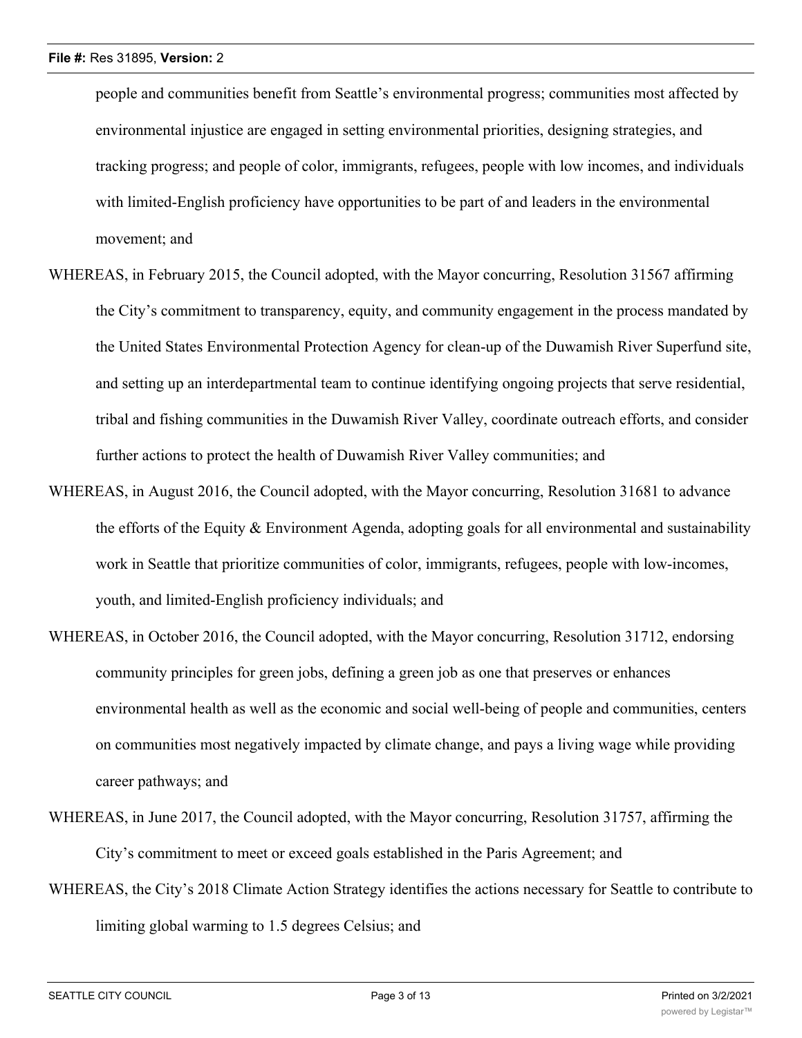people and communities benefit from Seattle's environmental progress; communities most affected by environmental injustice are engaged in setting environmental priorities, designing strategies, and tracking progress; and people of color, immigrants, refugees, people with low incomes, and individuals with limited-English proficiency have opportunities to be part of and leaders in the environmental movement; and

WHEREAS, in February 2015, the Council adopted, with the Mayor concurring, Resolution 31567 affirming the City's commitment to transparency, equity, and community engagement in the process mandated by the United States Environmental Protection Agency for clean-up of the Duwamish River Superfund site, and setting up an interdepartmental team to continue identifying ongoing projects that serve residential, tribal and fishing communities in the Duwamish River Valley, coordinate outreach efforts, and consider further actions to protect the health of Duwamish River Valley communities; and

WHEREAS, in August 2016, the Council adopted, with the Mayor concurring, Resolution 31681 to advance the efforts of the Equity & Environment Agenda, adopting goals for all environmental and sustainability work in Seattle that prioritize communities of color, immigrants, refugees, people with low-incomes, youth, and limited-English proficiency individuals; and

WHEREAS, in October 2016, the Council adopted, with the Mayor concurring, Resolution 31712, endorsing community principles for green jobs, defining a green job as one that preserves or enhances environmental health as well as the economic and social well-being of people and communities, centers on communities most negatively impacted by climate change, and pays a living wage while providing career pathways; and

WHEREAS, in June 2017, the Council adopted, with the Mayor concurring, Resolution 31757, affirming the City's commitment to meet or exceed goals established in the Paris Agreement; and

WHEREAS, the City's 2018 Climate Action Strategy identifies the actions necessary for Seattle to contribute to limiting global warming to 1.5 degrees Celsius; and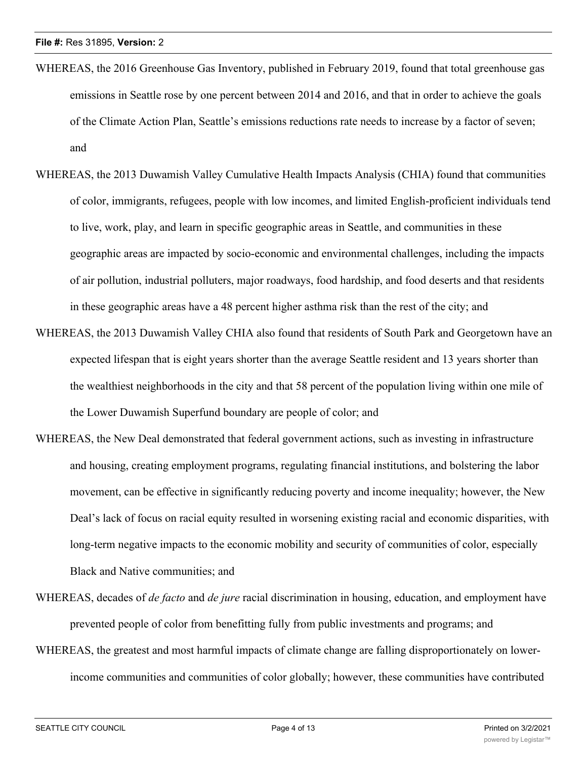WHEREAS, the 2016 Greenhouse Gas Inventory, published in February 2019, found that total greenhouse gas emissions in Seattle rose by one percent between 2014 and 2016, and that in order to achieve the goals of the Climate Action Plan, Seattle's emissions reductions rate needs to increase by a factor of seven; and

WHEREAS, the 2013 Duwamish Valley Cumulative Health Impacts Analysis (CHIA) found that communities of color, immigrants, refugees, people with low incomes, and limited English-proficient individuals tend to live, work, play, and learn in specific geographic areas in Seattle, and communities in these geographic areas are impacted by socio-economic and environmental challenges, including the impacts of air pollution, industrial polluters, major roadways, food hardship, and food deserts and that residents in these geographic areas have a 48 percent higher asthma risk than the rest of the city; and

WHEREAS, the 2013 Duwamish Valley CHIA also found that residents of South Park and Georgetown have an expected lifespan that is eight years shorter than the average Seattle resident and 13 years shorter than the wealthiest neighborhoods in the city and that 58 percent of the population living within one mile of the Lower Duwamish Superfund boundary are people of color; and

WHEREAS, the New Deal demonstrated that federal government actions, such as investing in infrastructure and housing, creating employment programs, regulating financial institutions, and bolstering the labor movement, can be effective in significantly reducing poverty and income inequality; however, the New Deal's lack of focus on racial equity resulted in worsening existing racial and economic disparities, with long-term negative impacts to the economic mobility and security of communities of color, especially Black and Native communities; and

WHEREAS, decades of *de facto* and *de jure* racial discrimination in housing, education, and employment have prevented people of color from benefitting fully from public investments and programs; and

WHEREAS, the greatest and most harmful impacts of climate change are falling disproportionately on lower-income communities and communities of color globally; however, these communities have contributed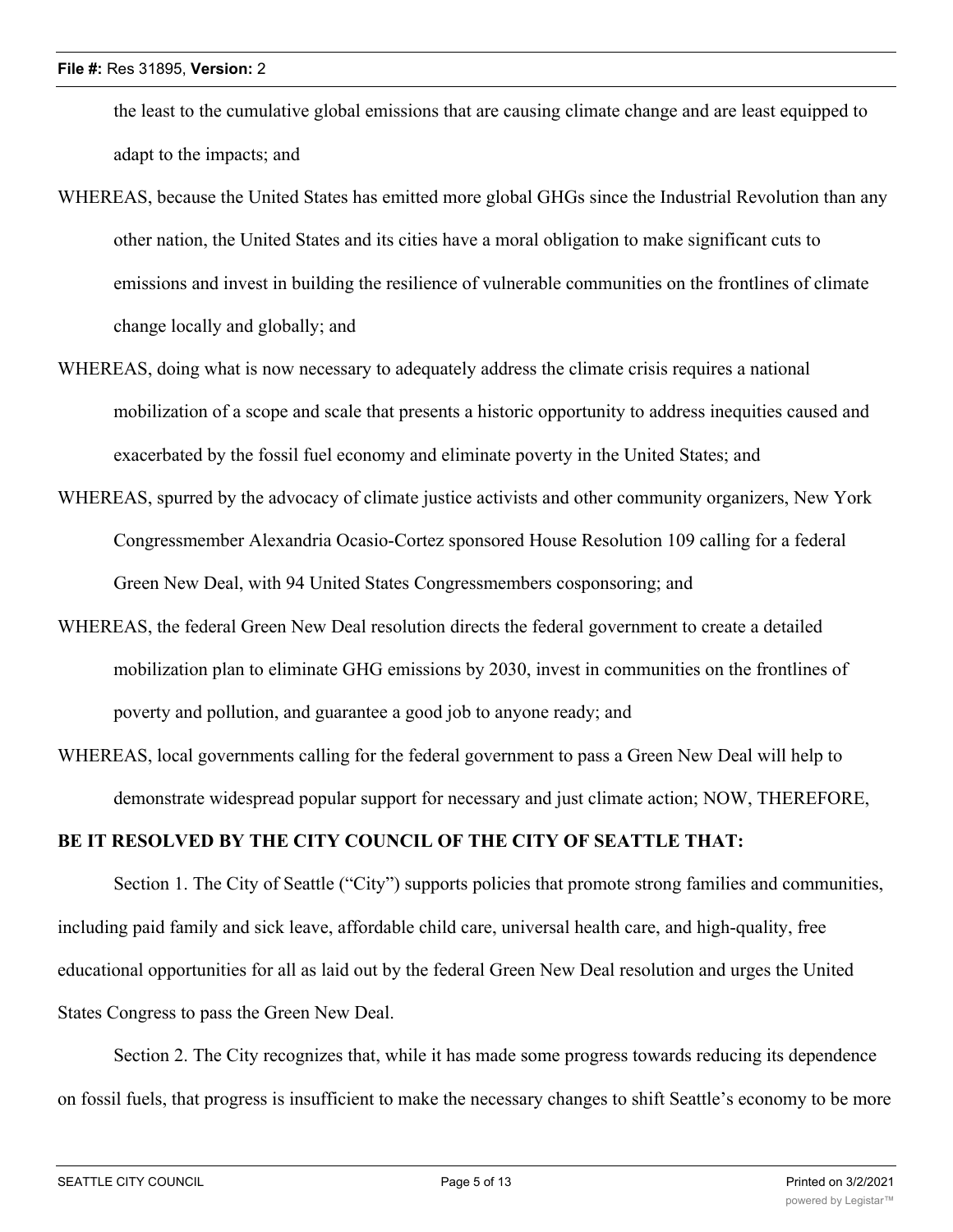the least to the cumulative global emissions that are causing climate change and are least equipped to adapt to the impacts; and

WHEREAS, because the United States has emitted more global GHGs since the Industrial Revolution than any other nation, the United States and its cities have a moral obligation to make significant cuts to emissions and invest in building the resilience of vulnerable communities on the frontlines of climate change locally and globally; and

WHEREAS, doing what is now necessary to adequately address the climate crisis requires a national mobilization of a scope and scale that presents a historic opportunity to address inequities caused and exacerbated by the fossil fuel economy and eliminate poverty in the United States; and

WHEREAS, spurred by the advocacy of climate justice activists and other community organizers, New York Congressmember Alexandria Ocasio-Cortez sponsored House Resolution 109 calling for a federal Green New Deal, with 94 United States Congressmembers cosponsoring; and

WHEREAS, the federal Green New Deal resolution directs the federal government to create a detailed mobilization plan to eliminate GHG emissions by 2030, invest in communities on the frontlines of poverty and pollution, and guarantee a good job to anyone ready; and

WHEREAS, local governments calling for the federal government to pass a Green New Deal will help to demonstrate widespread popular support for necessary and just climate action; NOW, THEREFORE,

**BE IT RESOLVED BY THE CITY COUNCIL OF THE CITY OF SEATTLE THAT:**

Section 1. The City of Seattle ("City") supports policies that promote strong families and communities, including paid family and sick leave, affordable child care, universal health care, and high-quality, free educational opportunities for all as laid out by the federal Green New Deal resolution and urges the United States Congress to pass the Green New Deal.

Section 2. The City recognizes that, while it has made some progress towards reducing its dependence on fossil fuels, that progress is insufficient to make the necessary changes to shift Seattle's economy to be more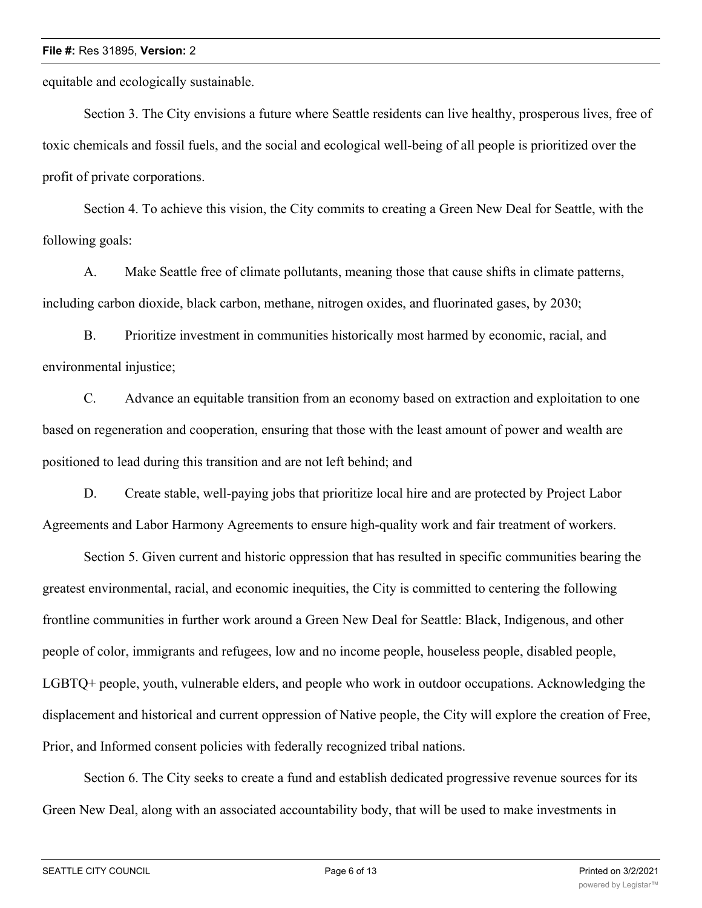equitable and ecologically sustainable.

Section 3. The City envisions a future where Seattle residents can live healthy, prosperous lives, free of toxic chemicals and fossil fuels, and the social and ecological well-being of all people is prioritized over the profit of private corporations.

Section 4. To achieve this vision, the City commits to creating a Green New Deal for Seattle, with the following goals:

A. Make Seattle free of climate pollutants, meaning those that cause shifts in climate patterns, including carbon dioxide, black carbon, methane, nitrogen oxides, and fluorinated gases, by 2030;

B. Prioritize investment in communities historically most harmed by economic, racial, and environmental injustice;

C. Advance an equitable transition from an economy based on extraction and exploitation to one based on regeneration and cooperation, ensuring that those with the least amount of power and wealth are positioned to lead during this transition and are not left behind; and

D. Create stable, well-paying jobs that prioritize local hire and are protected by Project Labor Agreements and Labor Harmony Agreements to ensure high-quality work and fair treatment of workers.

Section 5. Given current and historic oppression that has resulted in specific communities bearing the greatest environmental, racial, and economic inequities, the City is committed to centering the following frontline communities in further work around a Green New Deal for Seattle: Black, Indigenous, and other people of color, immigrants and refugees, low and no income people, houseless people, disabled people, LGBTQ+ people, youth, vulnerable elders, and people who work in outdoor occupations. Acknowledging the displacement and historical and current oppression of Native people, the City will explore the creation of Free, Prior, and Informed consent policies with federally recognized tribal nations.

Section 6. The City seeks to create a fund and establish dedicated progressive revenue sources for its Green New Deal, along with an associated accountability body, that will be used to make investments in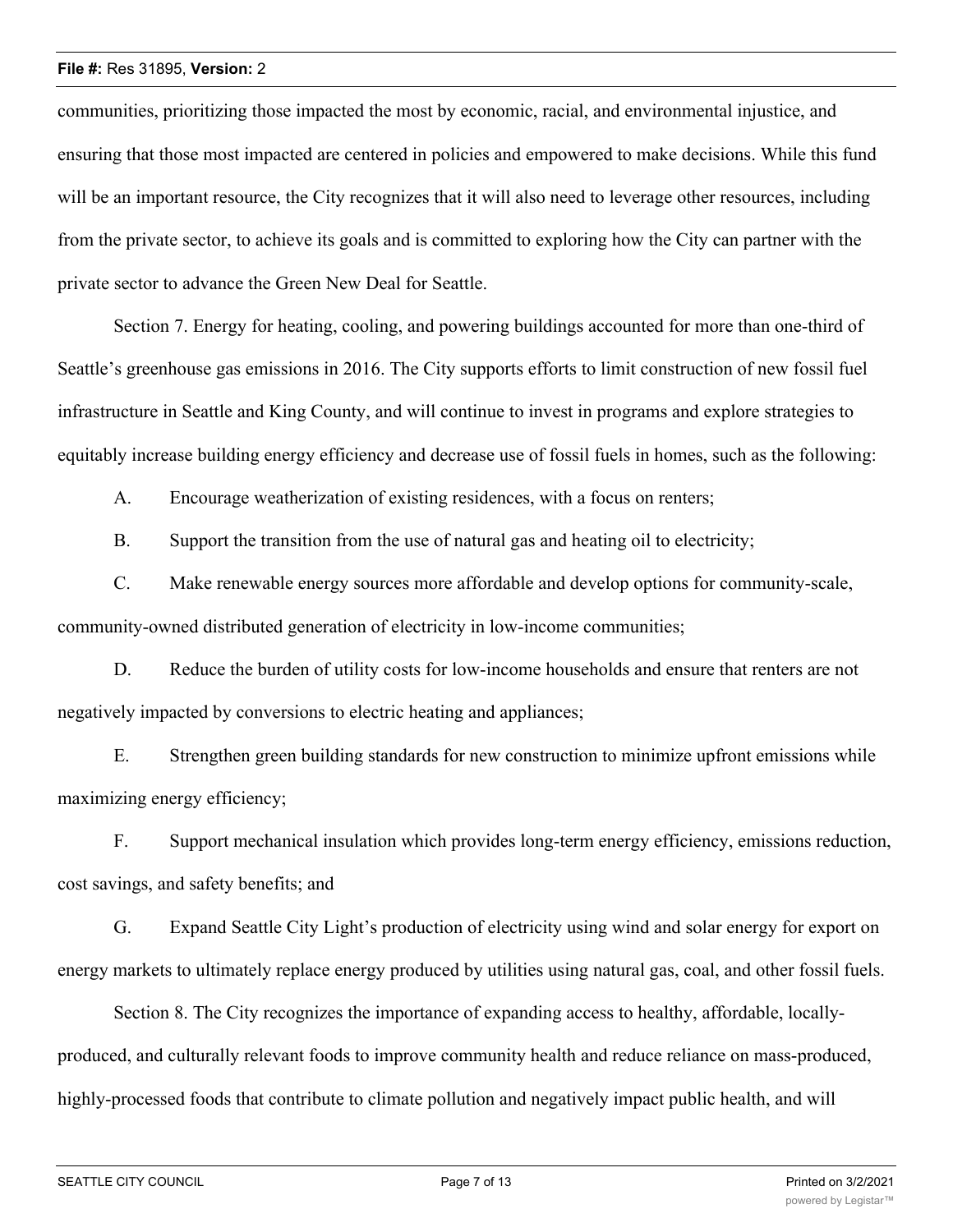communities, prioritizing those impacted the most by economic, racial, and environmental injustice, and ensuring that those most impacted are centered in policies and empowered to make decisions. While this fund will be an important resource, the City recognizes that it will also need to leverage other resources, including from the private sector, to achieve its goals and is committed to exploring how the City can partner with the private sector to advance the Green New Deal for Seattle.

Section 7. Energy for heating, cooling, and powering buildings accounted for more than one-third of Seattle's greenhouse gas emissions in 2016. The City supports efforts to limit construction of new fossil fuel infrastructure in Seattle and King County, and will continue to invest in programs and explore strategies to equitably increase building energy efficiency and decrease use of fossil fuels in homes, such as the following:

A. Encourage weatherization of existing residences, with a focus on renters;

B. Support the transition from the use of natural gas and heating oil to electricity;

C. Make renewable energy sources more affordable and develop options for community-scale, community-owned distributed generation of electricity in low-income communities;

D. Reduce the burden of utility costs for low-income households and ensure that renters are not negatively impacted by conversions to electric heating and appliances;

E. Strengthen green building standards for new construction to minimize upfront emissions while maximizing energy efficiency;

F. Support mechanical insulation which provides long-term energy efficiency, emissions reduction, cost savings, and safety benefits; and

G. Expand Seattle City Light's production of electricity using wind and solar energy for export on energy markets to ultimately replace energy produced by utilities using natural gas, coal, and other fossil fuels.

Section 8. The City recognizes the importance of expanding access to healthy, affordable, locally-produced, and culturally relevant foods to improve community health and reduce reliance on mass-produced, highly-processed foods that contribute to climate pollution and negatively impact public health, and will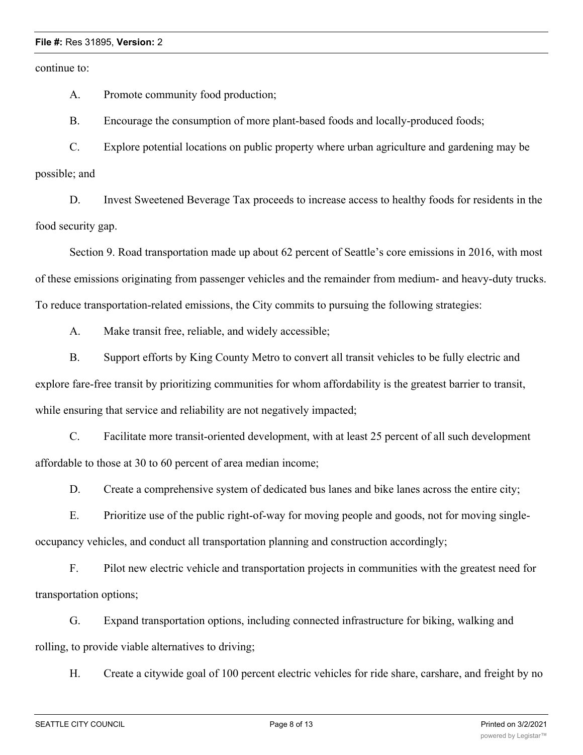continue to:

A. Promote community food production;

B. Encourage the consumption of more plant-based foods and locally-produced foods;

C. Explore potential locations on public property where urban agriculture and gardening may be possible; and

D. Invest Sweetened Beverage Tax proceeds to increase access to healthy foods for residents in the food security gap.

Section 9. Road transportation made up about 62 percent of Seattle's core emissions in 2016, with most of these emissions originating from passenger vehicles and the remainder from medium- and heavy-duty trucks. To reduce transportation-related emissions, the City commits to pursuing the following strategies:

A. Make transit free, reliable, and widely accessible;

B. Support efforts by King County Metro to convert all transit vehicles to be fully electric and explore fare-free transit by prioritizing communities for whom affordability is the greatest barrier to transit, while ensuring that service and reliability are not negatively impacted;

C. Facilitate more transit-oriented development, with at least 25 percent of all such development affordable to those at 30 to 60 percent of area median income;

D. Create a comprehensive system of dedicated bus lanes and bike lanes across the entire city;

E. Prioritize use of the public right-of-way for moving people and goods, not for moving single-occupancy vehicles, and conduct all transportation planning and construction accordingly;

F. Pilot new electric vehicle and transportation projects in communities with the greatest need for transportation options;

G. Expand transportation options, including connected infrastructure for biking, walking and rolling, to provide viable alternatives to driving;

H. Create a citywide goal of 100 percent electric vehicles for ride share, carshare, and freight by no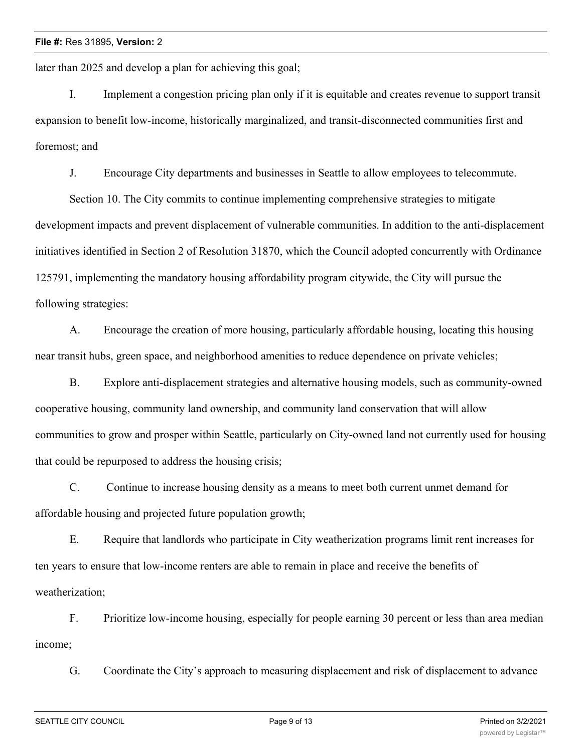later than 2025 and develop a plan for achieving this goal;

I. Implement a congestion pricing plan only if it is equitable and creates revenue to support transit expansion to benefit low-income, historically marginalized, and transit-disconnected communities first and foremost; and

J. Encourage City departments and businesses in Seattle to allow employees to telecommute.

Section 10. The City commits to continue implementing comprehensive strategies to mitigate development impacts and prevent displacement of vulnerable communities. In addition to the anti-displacement initiatives identified in Section 2 of Resolution 31870, which the Council adopted concurrently with Ordinance 125791, implementing the mandatory housing affordability program citywide, the City will pursue the following strategies:

A. Encourage the creation of more housing, particularly affordable housing, locating this housing near transit hubs, green space, and neighborhood amenities to reduce dependence on private vehicles;

B. Explore anti-displacement strategies and alternative housing models, such as community-owned cooperative housing, community land ownership, and community land conservation that will allow communities to grow and prosper within Seattle, particularly on City-owned land not currently used for housing that could be repurposed to address the housing crisis;

C. Continue to increase housing density as a means to meet both current unmet demand for affordable housing and projected future population growth;

E. Require that landlords who participate in City weatherization programs limit rent increases for ten years to ensure that low-income renters are able to remain in place and receive the benefits of weatherization;

F. Prioritize low-income housing, especially for people earning 30 percent or less than area median income;

G. Coordinate the City's approach to measuring displacement and risk of displacement to advance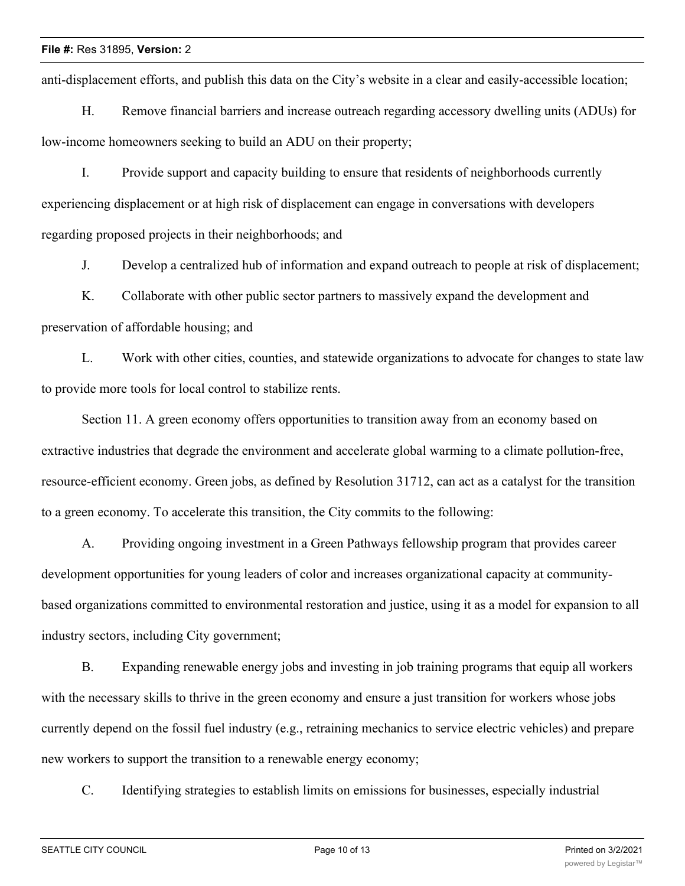anti-displacement efforts, and publish this data on the City's website in a clear and easily-accessible location;

H. Remove financial barriers and increase outreach regarding accessory dwelling units (ADUs) for low-income homeowners seeking to build an ADU on their property;

I. Provide support and capacity building to ensure that residents of neighborhoods currently experiencing displacement or at high risk of displacement can engage in conversations with developers regarding proposed projects in their neighborhoods; and

J. Develop a centralized hub of information and expand outreach to people at risk of displacement;

K. Collaborate with other public sector partners to massively expand the development and preservation of affordable housing; and

L. Work with other cities, counties, and statewide organizations to advocate for changes to state law to provide more tools for local control to stabilize rents.

Section 11. A green economy offers opportunities to transition away from an economy based on extractive industries that degrade the environment and accelerate global warming to a climate pollution-free, resource-efficient economy. Green jobs, as defined by Resolution 31712, can act as a catalyst for the transition to a green economy. To accelerate this transition, the City commits to the following:

A. Providing ongoing investment in a Green Pathways fellowship program that provides career development opportunities for young leaders of color and increases organizational capacity at community-based organizations committed to environmental restoration and justice, using it as a model for expansion to all industry sectors, including City government;

B. Expanding renewable energy jobs and investing in job training programs that equip all workers with the necessary skills to thrive in the green economy and ensure a just transition for workers whose jobs currently depend on the fossil fuel industry (e.g., retraining mechanics to service electric vehicles) and prepare new workers to support the transition to a renewable energy economy;

C. Identifying strategies to establish limits on emissions for businesses, especially industrial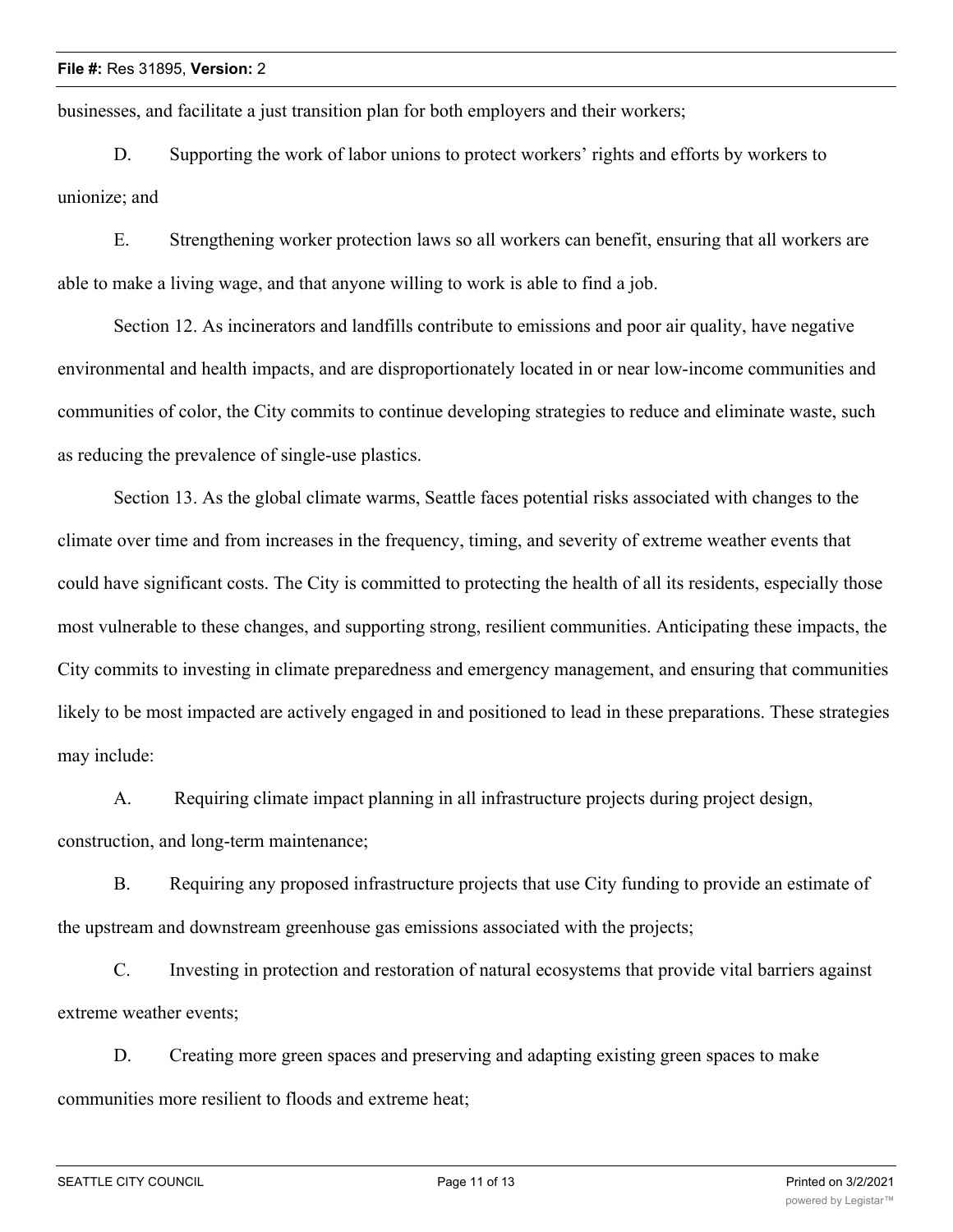businesses, and facilitate a just transition plan for both employers and their workers;

D. Supporting the work of labor unions to protect workers' rights and efforts by workers to unionize; and

E. Strengthening worker protection laws so all workers can benefit, ensuring that all workers are able to make a living wage, and that anyone willing to work is able to find a job.

Section 12. As incinerators and landfills contribute to emissions and poor air quality, have negative environmental and health impacts, and are disproportionately located in or near low-income communities and communities of color, the City commits to continue developing strategies to reduce and eliminate waste, such as reducing the prevalence of single-use plastics.

Section 13. As the global climate warms, Seattle faces potential risks associated with changes to the climate over time and from increases in the frequency, timing, and severity of extreme weather events that could have significant costs. The City is committed to protecting the health of all its residents, especially those most vulnerable to these changes, and supporting strong, resilient communities. Anticipating these impacts, the City commits to investing in climate preparedness and emergency management, and ensuring that communities likely to be most impacted are actively engaged in and positioned to lead in these preparations. These strategies may include:

A. Requiring climate impact planning in all infrastructure projects during project design, construction, and long-term maintenance;

B. Requiring any proposed infrastructure projects that use City funding to provide an estimate of the upstream and downstream greenhouse gas emissions associated with the projects;

C. Investing in protection and restoration of natural ecosystems that provide vital barriers against extreme weather events;

D. Creating more green spaces and preserving and adapting existing green spaces to make communities more resilient to floods and extreme heat;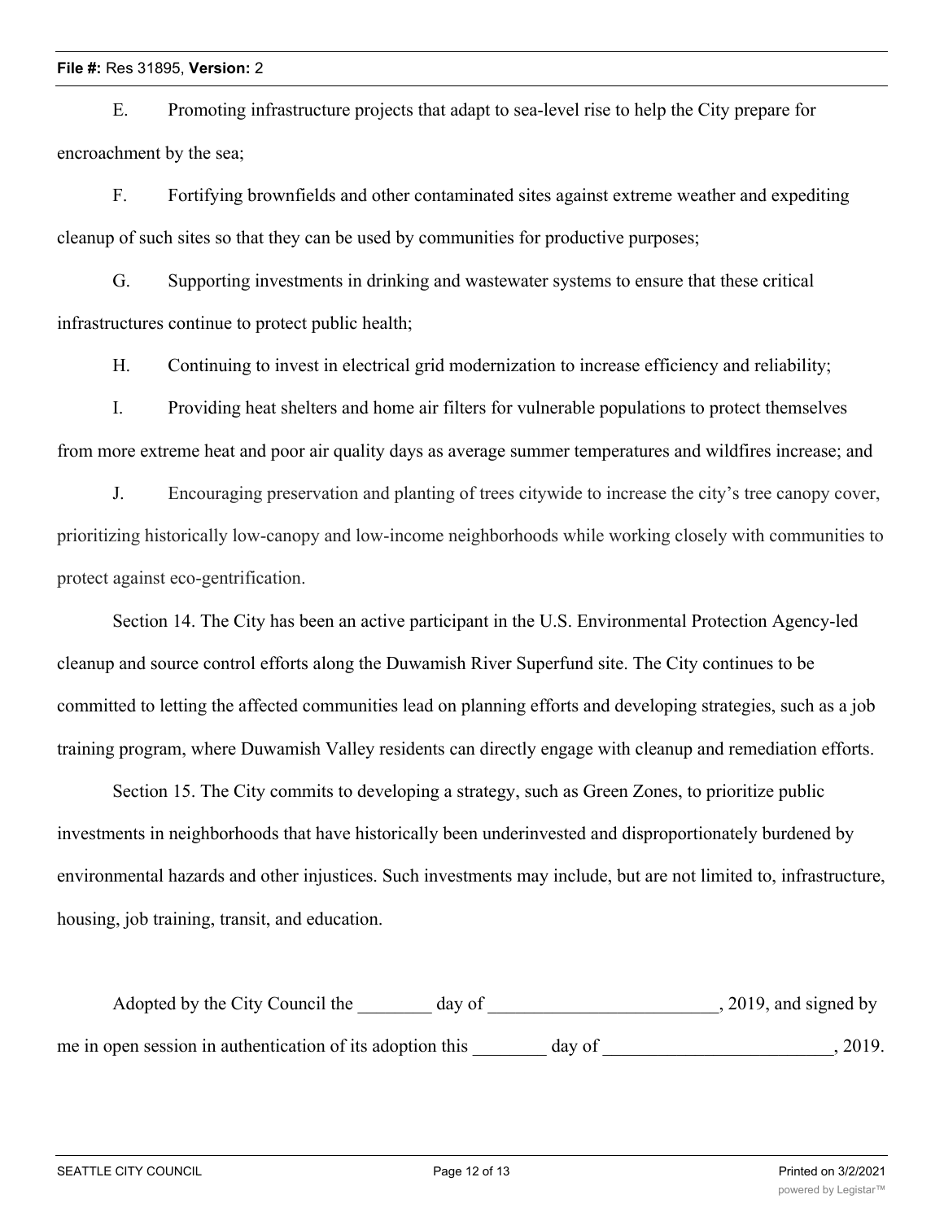E. Promoting infrastructure projects that adapt to sea-level rise to help the City prepare for encroachment by the sea;

F. Fortifying brownfields and other contaminated sites against extreme weather and expediting cleanup of such sites so that they can be used by communities for productive purposes;

G. Supporting investments in drinking and wastewater systems to ensure that these critical infrastructures continue to protect public health;

H. Continuing to invest in electrical grid modernization to increase efficiency and reliability;

I. Providing heat shelters and home air filters for vulnerable populations to protect themselves from more extreme heat and poor air quality days as average summer temperatures and wildfires increase; and

J. Encouraging preservation and planting of trees citywide to increase the city's tree canopy cover, prioritizing historically low-canopy and low-income neighborhoods while working closely with communities to protect against eco-gentrification.

Section 14. The City has been an active participant in the U.S. Environmental Protection Agency-led cleanup and source control efforts along the Duwamish River Superfund site. The City continues to be committed to letting the affected communities lead on planning efforts and developing strategies, such as a job training program, where Duwamish Valley residents can directly engage with cleanup and remediation efforts.

Section 15. The City commits to developing a strategy, such as Green Zones, to prioritize public investments in neighborhoods that have historically been underinvested and disproportionately burdened by environmental hazards and other injustices. Such investments may include, but are not limited to, infrastructure, housing, job training, transit, and education.

Adopted by the City Council the ________ day of _________________________, 2019, and signed by me in open session in authentication of its adoption this ________ day of _________________________, 2019.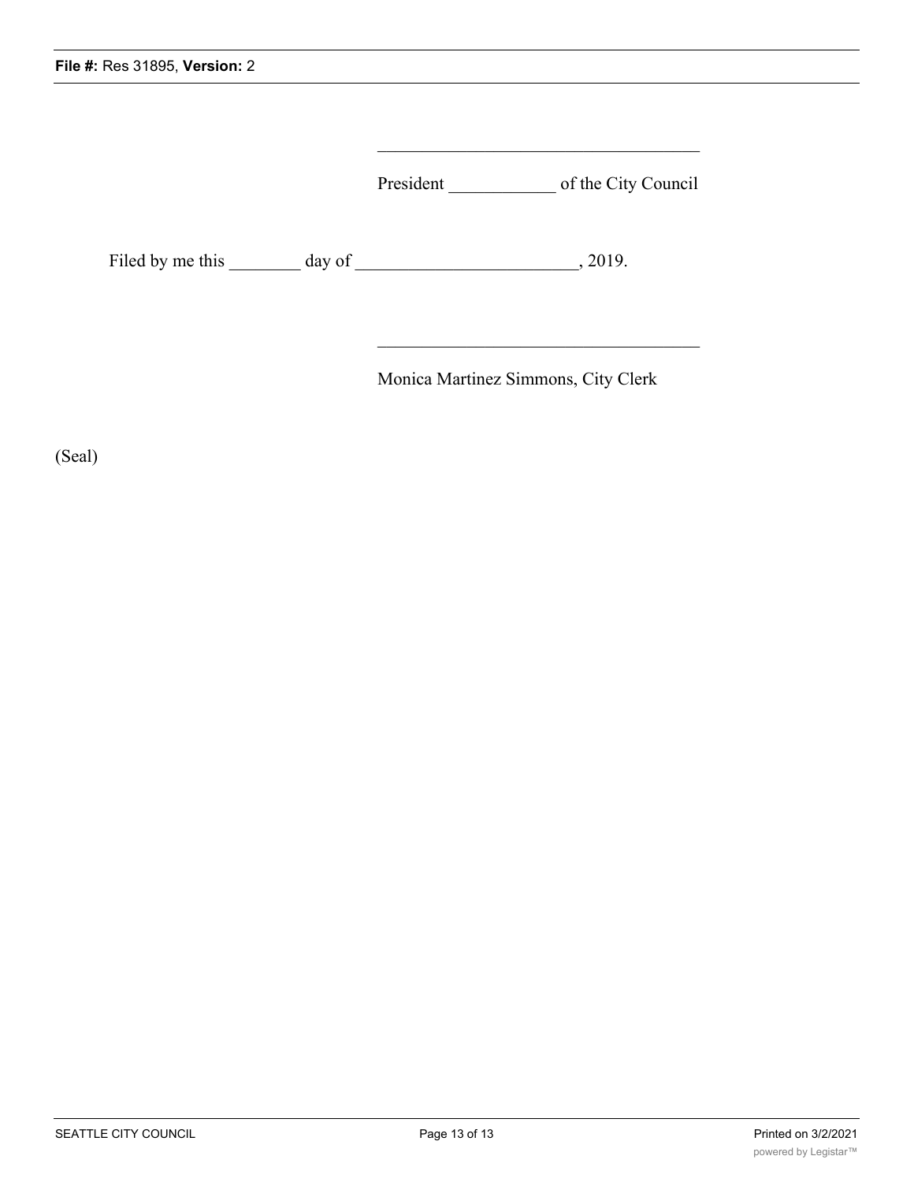\_\_\_\_\_\_\_\_\_\_\_\_\_\_\_\_\_\_\_\_\_\_\_\_\_\_\_\_\_\_\_\_\_\_\_\_

President \_\_\_\_\_\_\_\_\_\_\_\_ of the City Council

Filed by me this \_\_\_\_\_\_\_\_ day of \_\_\_\_\_\_\_\_\_\_\_\_\_\_\_\_\_\_\_\_\_\_\_\_\_, 2019.

\_\_\_\_\_\_\_\_\_\_\_\_\_\_\_\_\_\_\_\_\_\_\_\_\_\_\_\_\_\_\_\_\_\_\_\_

Monica Martinez Simmons, City Clerk

(Seal)